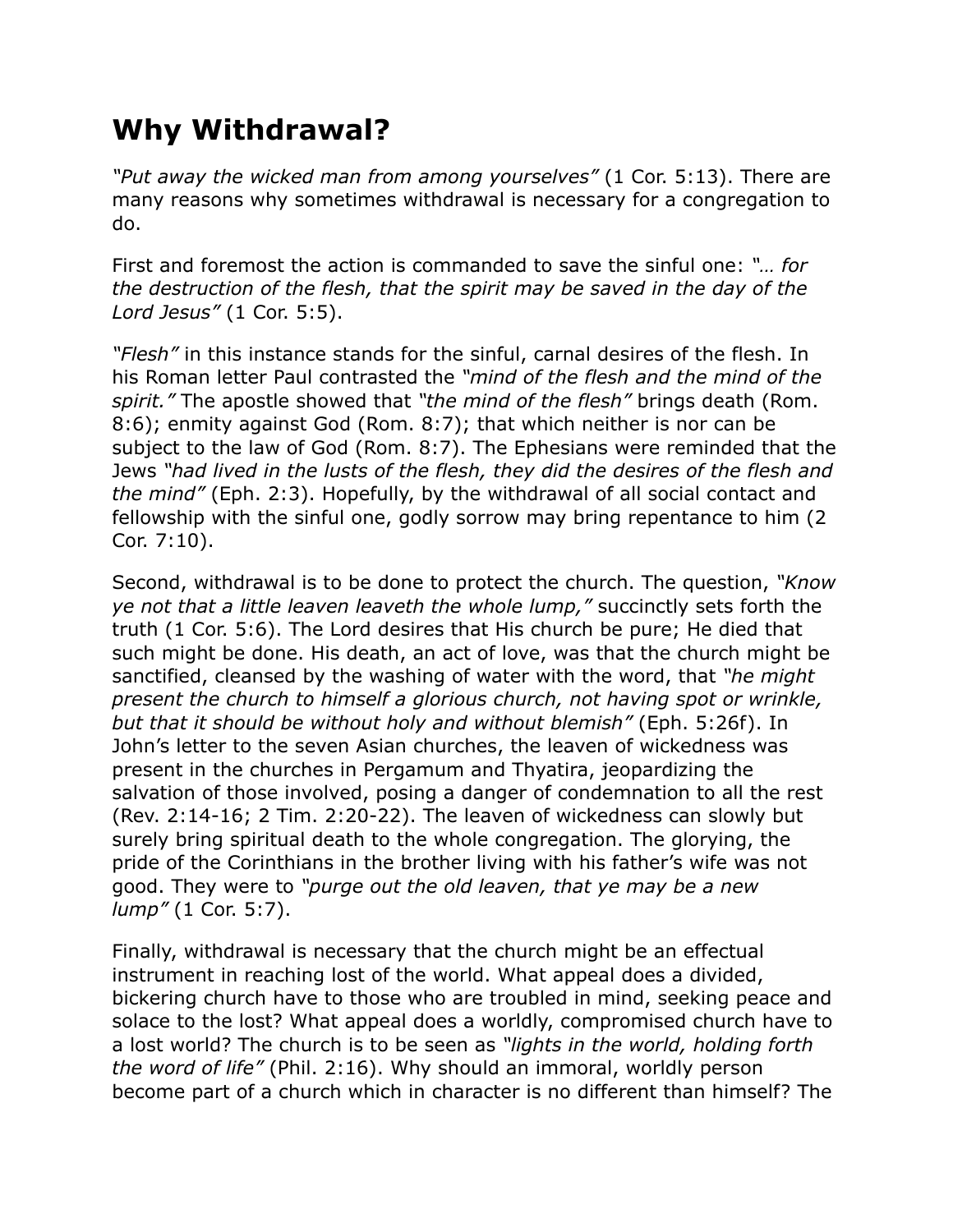# Why Withdrawal?

*"Put away the wicked man from among yourselves"* (1 Cor. 5:13). There are many reasons why sometimes withdrawal is necessary for a congregation to do.

First and foremost the action is commanded to save the sinful one: *"… for the destruction of the flesh, that the spirit may be saved in the day of the Lord Jesus"* (1 Cor. 5:5).

*"Flesh"* in this instance stands for the sinful, carnal desires of the flesh. In his Roman letter Paul contrasted the *"mind of the flesh and the mind of the spirit."* The apostle showed that *"the mind of the flesh"* brings death (Rom. 8:6); enmity against God (Rom. 8:7); that which neither is nor can be subject to the law of God (Rom. 8:7). The Ephesians were reminded that the Jews *"had lived in the lusts of the flesh, they did the desires of the flesh and the mind"* (Eph. 2:3). Hopefully, by the withdrawal of all social contact and fellowship with the sinful one, godly sorrow may bring repentance to him (2 Cor. 7:10).

Second, withdrawal is to be done to protect the church. The question, *"Know ye not that a little leaven leaveth the whole lump,"* succinctly sets forth the truth (1 Cor. 5:6). The Lord desires that His church be pure; He died that such might be done. His death, an act of love, was that the church might be sanctified, cleansed by the washing of water with the word, that *"he might present the church to himself a glorious church, not having spot or wrinkle, but that it should be without holy and without blemish"* (Eph. 5:26f). In John's letter to the seven Asian churches, the leaven of wickedness was present in the churches in Pergamum and Thyatira, jeopardizing the salvation of those involved, posing a danger of condemnation to all the rest (Rev. 2:14-16; 2 Tim. 2:20-22). The leaven of wickedness can slowly but surely bring spiritual death to the whole congregation. The glorying, the pride of the Corinthians in the brother living with his father's wife was not good. They were to *"purge out the old leaven, that ye may be a new lump"* (1 Cor. 5:7).

Finally, withdrawal is necessary that the church might be an effectual instrument in reaching lost of the world. What appeal does a divided, bickering church have to those who are troubled in mind, seeking peace and solace to the lost? What appeal does a worldly, compromised church have to a lost world? The church is to be seen as *"lights in the world, holding forth the word of life"* (Phil. 2:16). Why should an immoral, worldly person become part of a church which in character is no different than himself? The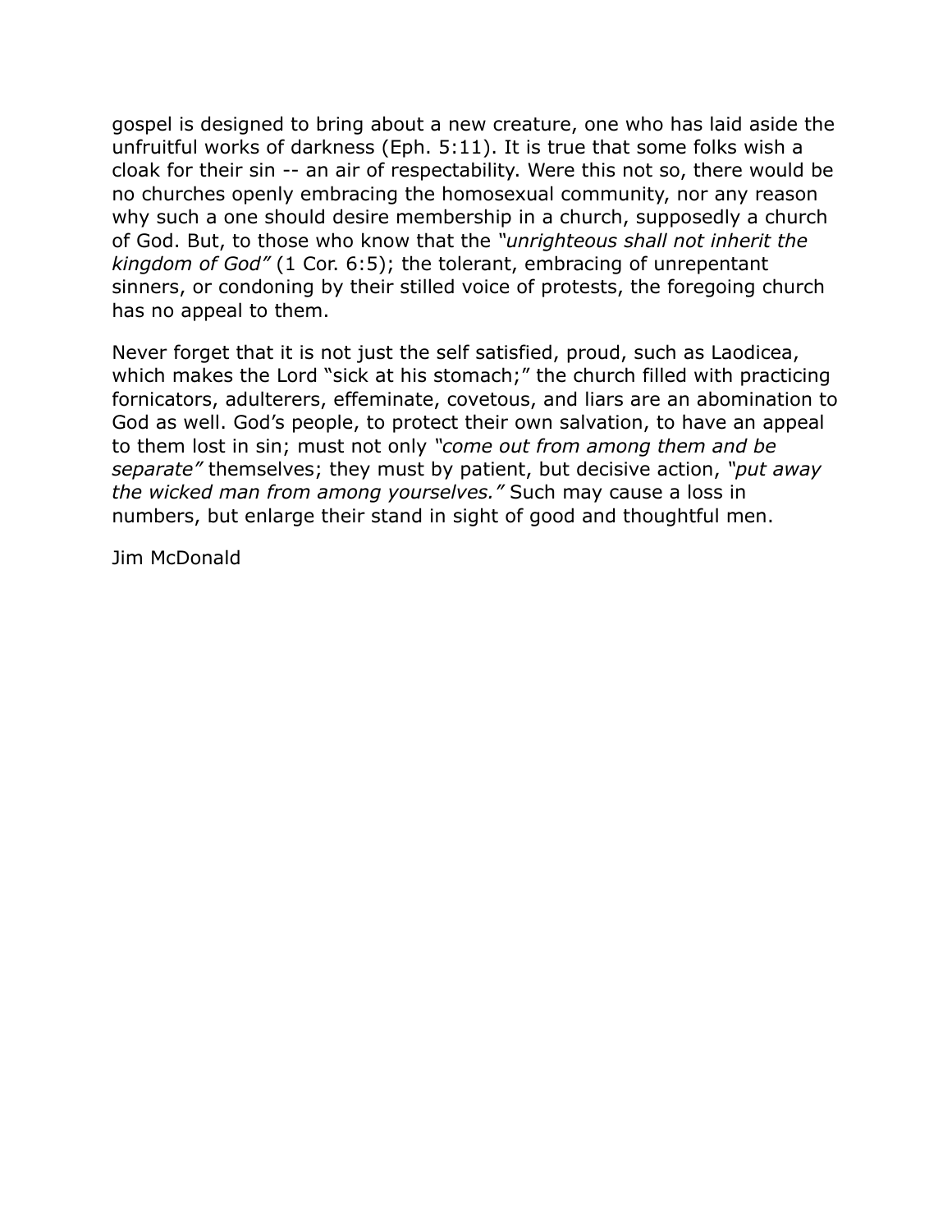gospel is designed to bring about a new creature, one who has laid aside the unfruitful works of darkness (Eph. 5:11). It is true that some folks wish a cloak for their sin -- an air of respectability. Were this not so, there would be no churches openly embracing the homosexual community, nor any reason why such a one should desire membership in a church, supposedly a church of God. But, to those who know that the *"unrighteous shall not inherit the kingdom of God"* (1 Cor. 6:5); the tolerant, embracing of unrepentant sinners, or condoning by their stilled voice of protests, the foregoing church has no appeal to them.

Never forget that it is not just the self satisfied, proud, such as Laodicea, which makes the Lord "sick at his stomach;" the church filled with practicing fornicators, adulterers, effeminate, covetous, and liars are an abomination to God as well. God's people, to protect their own salvation, to have an appeal to them lost in sin; must not only *"come out from among them and be separate"* themselves; they must by patient, but decisive action, *"put away the wicked man from among yourselves."* Such may cause a loss in numbers, but enlarge their stand in sight of good and thoughtful men.

Jim McDonald